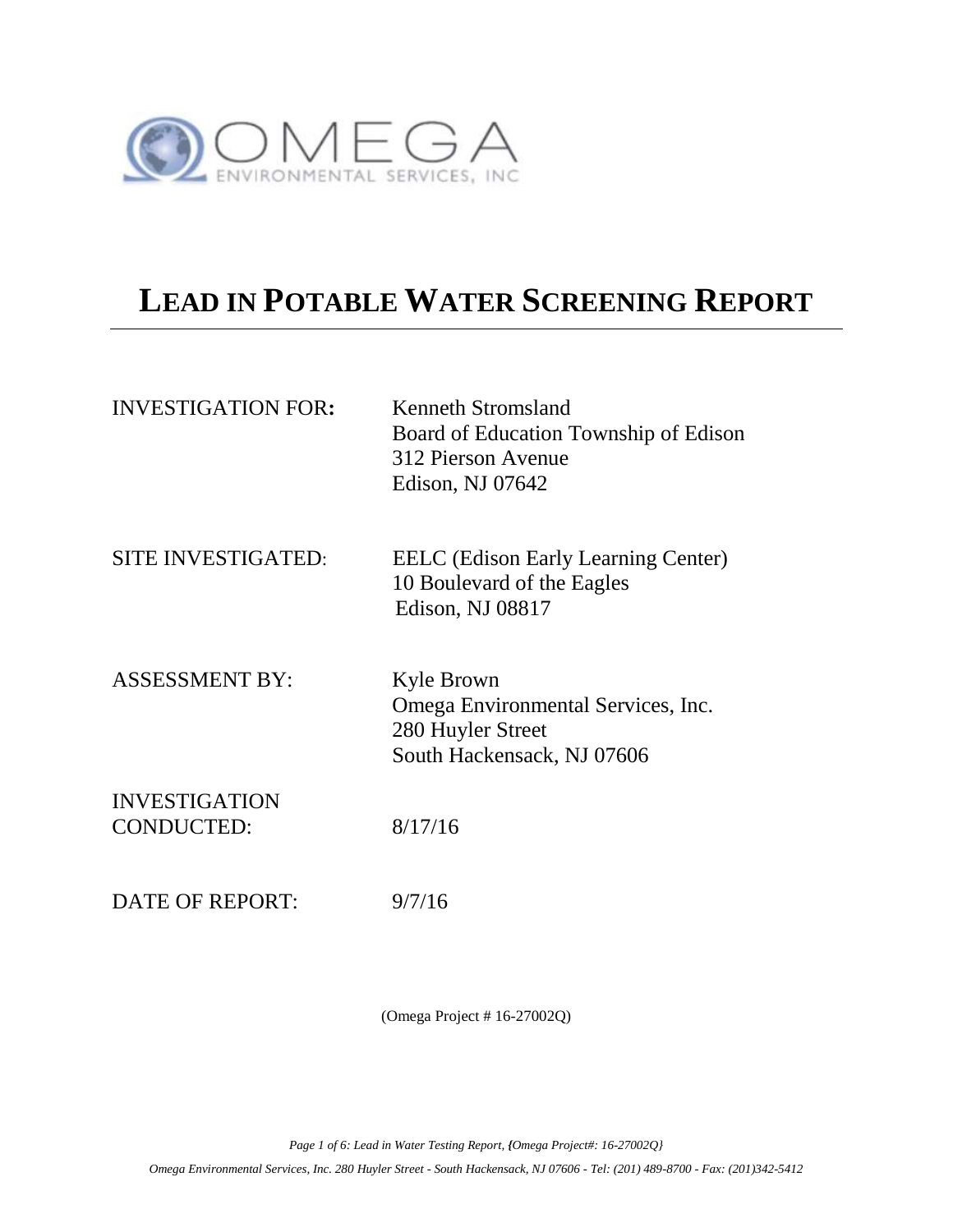OMEGA
ENVIRONMENTAL SERVICES, INC

# LEAD IN POTABLE WATER SCREENING REPORT

| | |
|---|---|
| INVESTIGATION FOR: | Kenneth Stromsland<br>Board of Education Township of Edison<br>312 Pierson Avenue<br>Edison, NJ 07642 |
| SITE INVESTIGATED: | EELC (Edison Early Learning Center)<br>10 Boulevard of the Eagles<br>Edison, NJ 08817 |
| ASSESSMENT BY: | Kyle Brown<br>Omega Environmental Services, Inc.<br>280 Huyler Street<br>South Hackensack, NJ 07606 |
| INVESTIGATION CONDUCTED: | 8/17/16 |
| DATE OF REPORT: | 9/7/16 |

(Omega Project # 16-27002Q)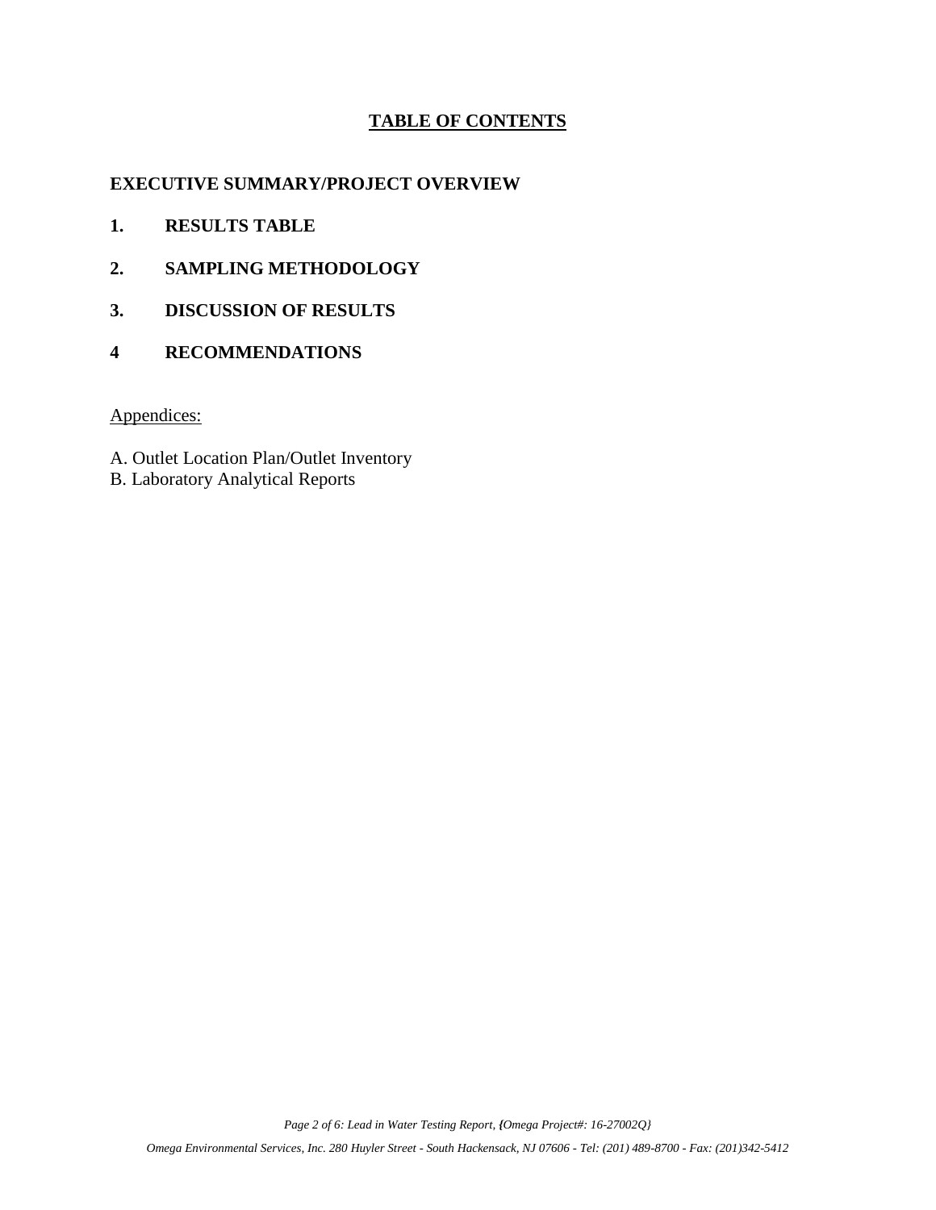# TABLE OF CONTENTS

**EXECUTIVE SUMMARY/PROJECT OVERVIEW**

**1. RESULTS TABLE**

**2. SAMPLING METHODOLOGY**

**3. DISCUSSION OF RESULTS**

**4 RECOMMENDATIONS**

Appendices:

A. Outlet Location Plan/Outlet Inventory
B. Laboratory Analytical Reports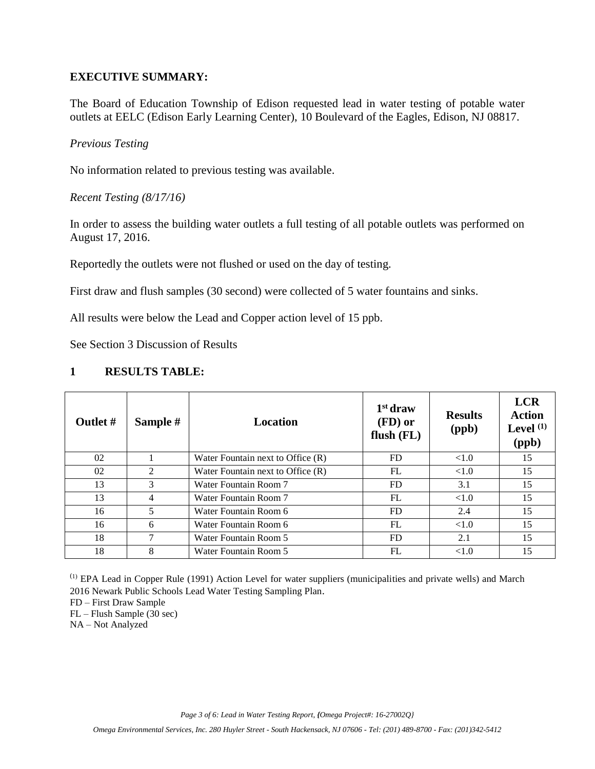**EXECUTIVE SUMMARY:**

The Board of Education Township of Edison requested lead in water testing of potable water outlets at EELC (Edison Early Learning Center), 10 Boulevard of the Eagles, Edison, NJ 08817.

*Previous Testing*

No information related to previous testing was available.

*Recent Testing (8/17/16)*

In order to assess the building water outlets a full testing of all potable outlets was performed on August 17, 2016.

Reportedly the outlets were not flushed or used on the day of testing.

First draw and flush samples (30 second) were collected of 5 water fountains and sinks.

All results were below the Lead and Copper action level of 15 ppb.

See Section 3 Discussion of Results

## 1 RESULTS TABLE:

| Outlet # | Sample # | Location | 1st draw (FD) or flush (FL) | Results (ppb) | LCR Action Level [1] (ppb) |
|---|---|---|---|---|---|
| 02 | 1 | Water Fountain next to Office (R) | FD | <1.0 | 15 |
| 02 | 2 | Water Fountain next to Office (R) | FL | <1.0 | 15 |
| 13 | 3 | Water Fountain Room 7 | FD | 3.1 | 15 |
| 13 | 4 | Water Fountain Room 7 | FL | <1.0 | 15 |
| 16 | 5 | Water Fountain Room 6 | FD | 2.4 | 15 |
| 16 | 6 | Water Fountain Room 6 | FL | <1.0 | 15 |
| 18 | 7 | Water Fountain Room 5 | FD | 2.1 | 15 |
| 18 | 8 | Water Fountain Room 5 | FL | <1.0 | 15 |

[1] EPA Lead in Copper Rule (1991) Action Level for water suppliers (municipalities and private wells) and March 2016 Newark Public Schools Lead Water Testing Sampling Plan.

FD – First Draw Sample

FL – Flush Sample (30 sec)

NA – Not Analyzed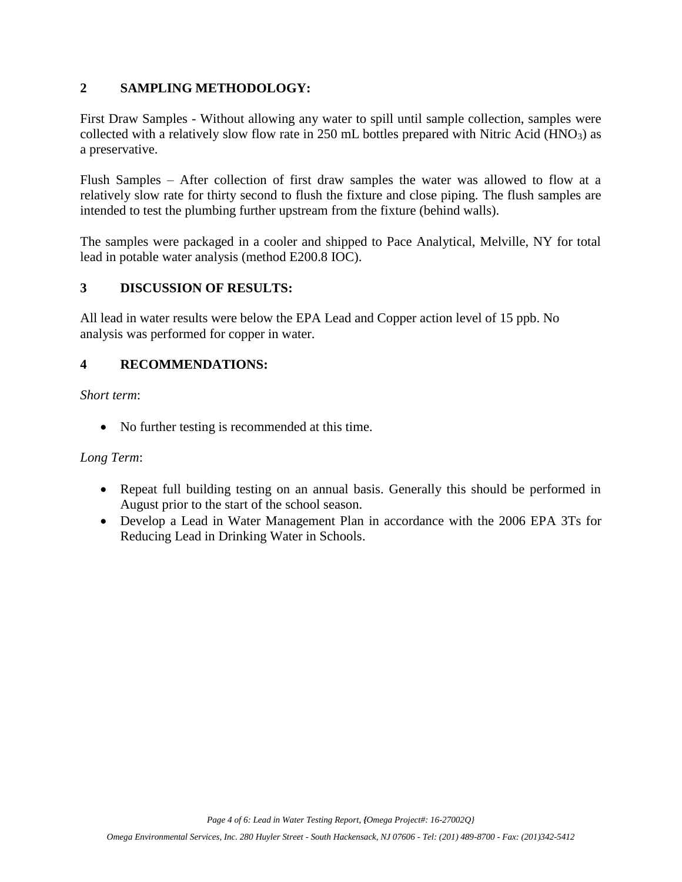## 2 SAMPLING METHODOLOGY:

First Draw Samples - Without allowing any water to spill until sample collection, samples were collected with a relatively slow flow rate in 250 mL bottles prepared with Nitric Acid ($HNO_3$) as a preservative.

Flush Samples – After collection of first draw samples the water was allowed to flow at a relatively slow rate for thirty second to flush the fixture and close piping. The flush samples are intended to test the plumbing further upstream from the fixture (behind walls).

The samples were packaged in a cooler and shipped to Pace Analytical, Melville, NY for total lead in potable water analysis (method E200.8 IOC).

## 3 DISCUSSION OF RESULTS:

All lead in water results were below the EPA Lead and Copper action level of 15 ppb. No analysis was performed for copper in water.

## 4 RECOMMENDATIONS:

*Short term*:

- No further testing is recommended at this time.

*Long Term*:

- Repeat full building testing on an annual basis. Generally this should be performed in August prior to the start of the school season.
- Develop a Lead in Water Management Plan in accordance with the 2006 EPA 3Ts for Reducing Lead in Drinking Water in Schools.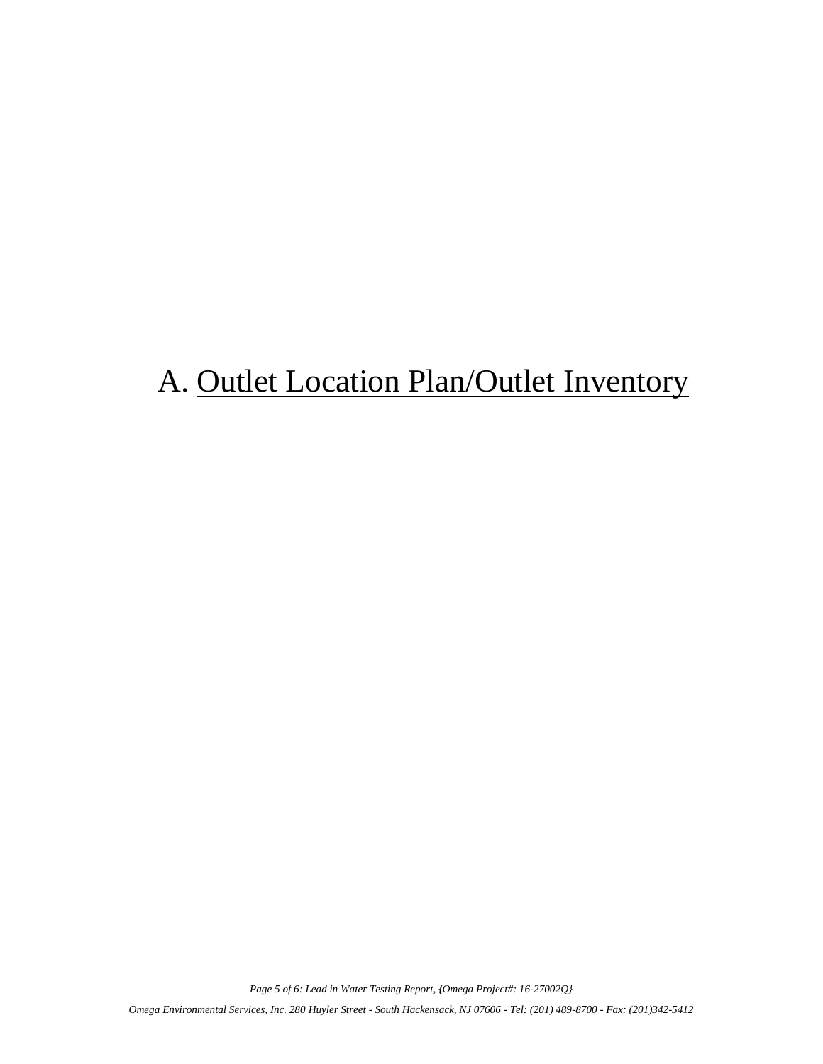# A. <u>Outlet Location Plan/Outlet Inventory</u>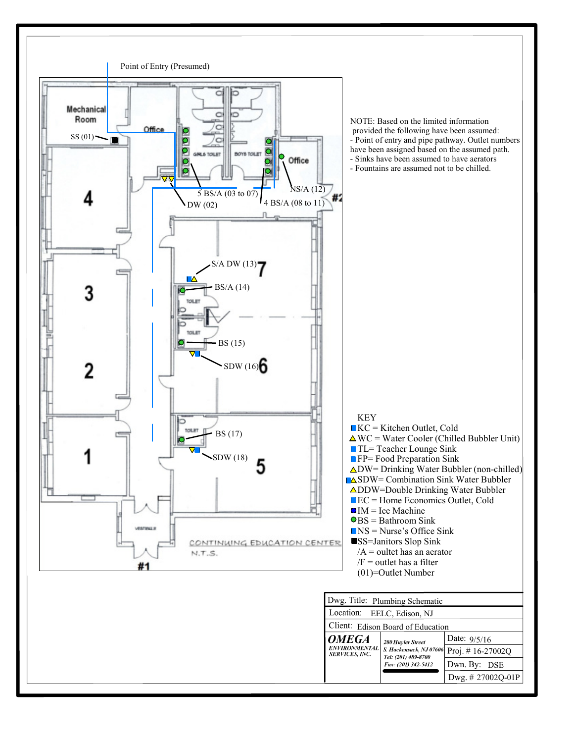Point of Entry (Presumed)

Mechanical Room

SS (01)

Office

GIRLS TOILET

BOYS TOILET

Office

5 BS/A (03 to 07)

DW (02)

4 BS/A (08 to 11)

NS/A (12)

#2

4

S/A DW (13)

7

BS/A (14)

3

TOILET

TOILET

BS (15)

2

SDW (16)

6

TOILET

BS (17)

1

SDW (18)

5

VESTIBULE

#1

CONTINUING EDUCATION CENTER
N.T.S.

NOTE: Based on the limited information provided the following have been assumed:
- Point of entry and pipe pathway. Outlet numbers have been assigned based on the assumed path.
- Sinks have been assumed to have aerators
- Fountains are assumed not to be chilled.

KEY

- KC = Kitchen Outlet, Cold
- WC = Water Cooler (Chilled Bubbler Unit)
- TL= Teacher Lounge Sink
- FP= Food Preparation Sink
- DW= Drinking Water Bubbler (non-chilled)
- SDW= Combination Sink Water Bubbler
- DDW=Double Drinking Water Bubbler
- EC = Home Economics Outlet, Cold
- IM = Ice Machine
- BS = Bathroom Sink
- NS = Nurse's Office Sink
- SS=Janitors Slop Sink
- /A = oultet has an aerator
- /F = outlet has a filter
- (01)=Outlet Number

| Dwg. Title: Plumbing Schematic | | |
|---|---|---|
| Location: EELC, Edison, NJ | | |
| Client: Edison Board of Education | | |
| OMEGA ENVIRONMENTAL SERVICES, INC. | 280 Huyler Street S. Hackensack, NJ 07606 Tel: (201) 489-8700 Fax: (201) 342-5412 | Date: 9/5/16 |
| | | Proj. # 16-27002Q |
| | | Dwn. By: DSE |
| | | Dwg. # 27002Q-01P |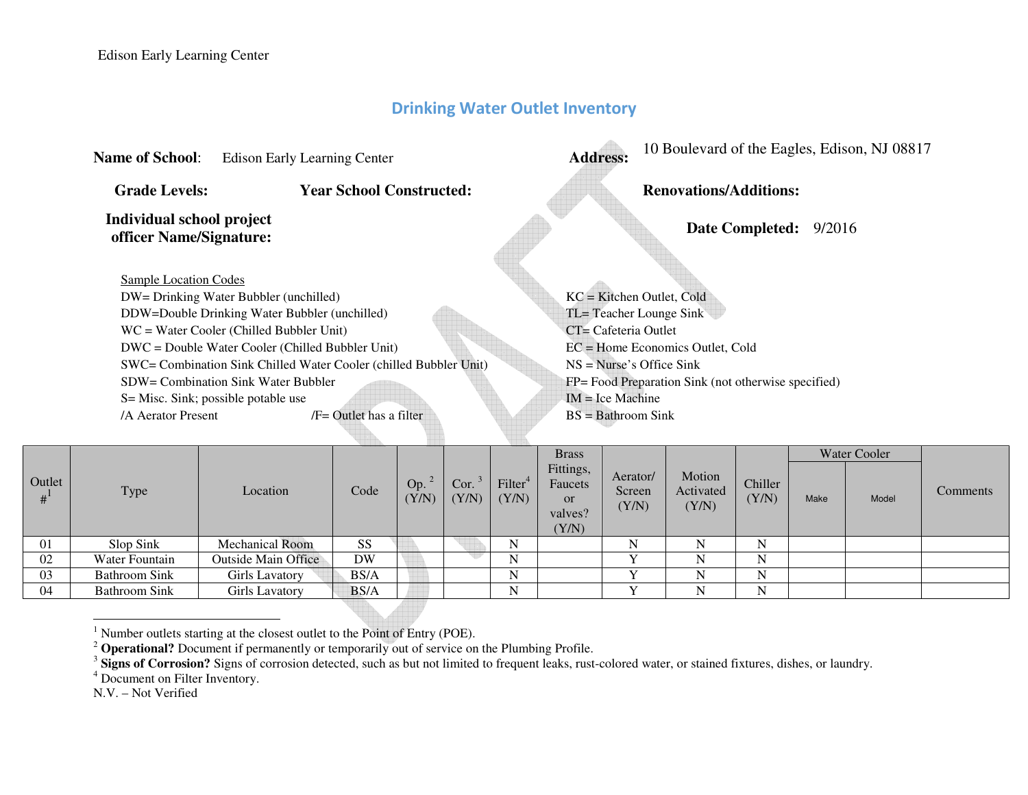Edison Early Learning Center

## Drinking Water Outlet Inventory

**Name of School**: Edison Early Learning Center **Address:** 10 Boulevard of the Eagles, Edison, NJ 08817

**Grade Levels:** **Year School Constructed:** **Renovations/Additions:**

**Individual school project officer Name/Signature:** **Date Completed:** 9/2016

Sample Location Codes

DW= Drinking Water Bubbler (unchilled)
DDW=Double Drinking Water Bubbler (unchilled)
WC = Water Cooler (Chilled Bubbler Unit)
DWC = Double Water Cooler (Chilled Bubbler Unit)
SWC= Combination Sink Chilled Water Cooler (chilled Bubbler Unit)
SDW= Combination Sink Water Bubbler
S= Misc. Sink; possible potable use
/A Aerator Present /F= Outlet has a filter

KC = Kitchen Outlet, Cold
TL= Teacher Lounge Sink
CT= Cafeteria Outlet
EC = Home Economics Outlet, Cold
NS = Nurse's Office Sink
FP= Food Preparation Sink (not otherwise specified)
IM = Ice Machine
BS = Bathroom Sink

| Outlet #[1] | Type | Location | Code | Op. [2] (Y/N) | Cor. [3] (Y/N) | Filter[4] (Y/N) | Brass Fittings, Faucets or valves? (Y/N) | Aerator/ Screen (Y/N) | Motion Activated (Y/N) | Chiller (Y/N) | Water Cooler | | Comments |
|---|---|---|---|---|---|---|---|---|---|---|---|---|---|
| | | | | | | | | | | | Make | Model | |
| 01 | Slop Sink | Mechanical Room | SS | | | N | | N | N | N | | | |
| 02 | Water Fountain | Outside Main Office | DW | | | N | | Y | N | N | | | |
| 03 | Bathroom Sink | Girls Lavatory | BS/A | | | N | | Y | N | N | | | |
| 04 | Bathroom Sink | Girls Lavatory | BS/A | | | N | | Y | N | N | | | |

[1] Number outlets starting at the closest outlet to the Point of Entry (POE).
[2] **Operational?** Document if permanently or temporarily out of service on the Plumbing Profile.
[3] **Signs of Corrosion?** Signs of corrosion detected, such as but not limited to frequent leaks, rust-colored water, or stained fixtures, dishes, or laundry.
[4] Document on Filter Inventory.
N.V. – Not Verified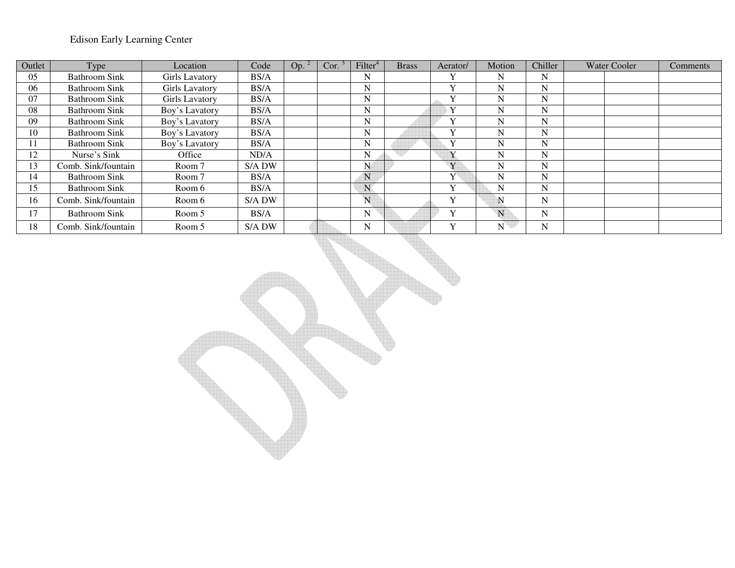Edison Early Learning Center

| Outlet | Type | Location | Code | Op. [2] | Cor. [3] | Filter[4] | Brass | Aerator/ | Motion | Chiller | Water Cooler | | Comments |
|---|---|---|---|---|---|---|---|---|---|---|---|---|---|
| 05 | Bathroom Sink | Girls Lavatory | BS/A | | | N | | Y | N | N | | | |
| 06 | Bathroom Sink | Girls Lavatory | BS/A | | | N | | Y | N | N | | | |
| 07 | Bathroom Sink | Girls Lavatory | BS/A | | | N | | Y | N | N | | | |
| 08 | Bathroom Sink | Boy's Lavatory | BS/A | | | N | | Y | N | N | | | |
| 09 | Bathroom Sink | Boy's Lavatory | BS/A | | | N | | Y | N | N | | | |
| 10 | Bathroom Sink | Boy's Lavatory | BS/A | | | N | | Y | N | N | | | |
| 11 | Bathroom Sink | Boy's Lavatory | BS/A | | | N | | Y | N | N | | | |
| 12 | Nurse's Sink | Office | ND/A | | | N | | Y | N | N | | | |
| 13 | Comb. Sink/fountain | Room 7 | S/A DW | | | N | | Y | N | N | | | |
| 14 | Bathroom Sink | Room 7 | BS/A | | | N | | Y | N | N | | | |
| 15 | Bathroom Sink | Room 6 | BS/A | | | N | | Y | N | N | | | |
| 16 | Comb. Sink/fountain | Room 6 | S/A DW | | | N | | Y | N | N | | | |
| 17 | Bathroom Sink | Room 5 | BS/A | | | N | | Y | N | N | | | |
| 18 | Comb. Sink/fountain | Room 5 | S/A DW | | | N | | Y | N | N | | | |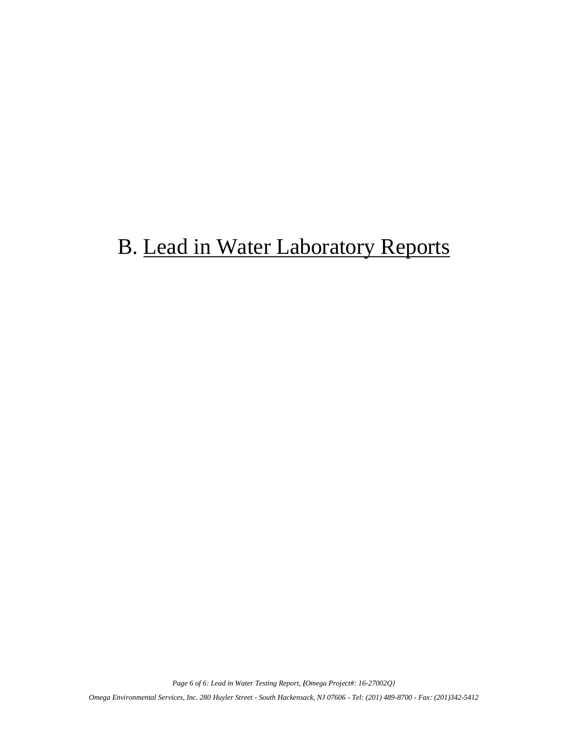# B. Lead in Water Laboratory Reports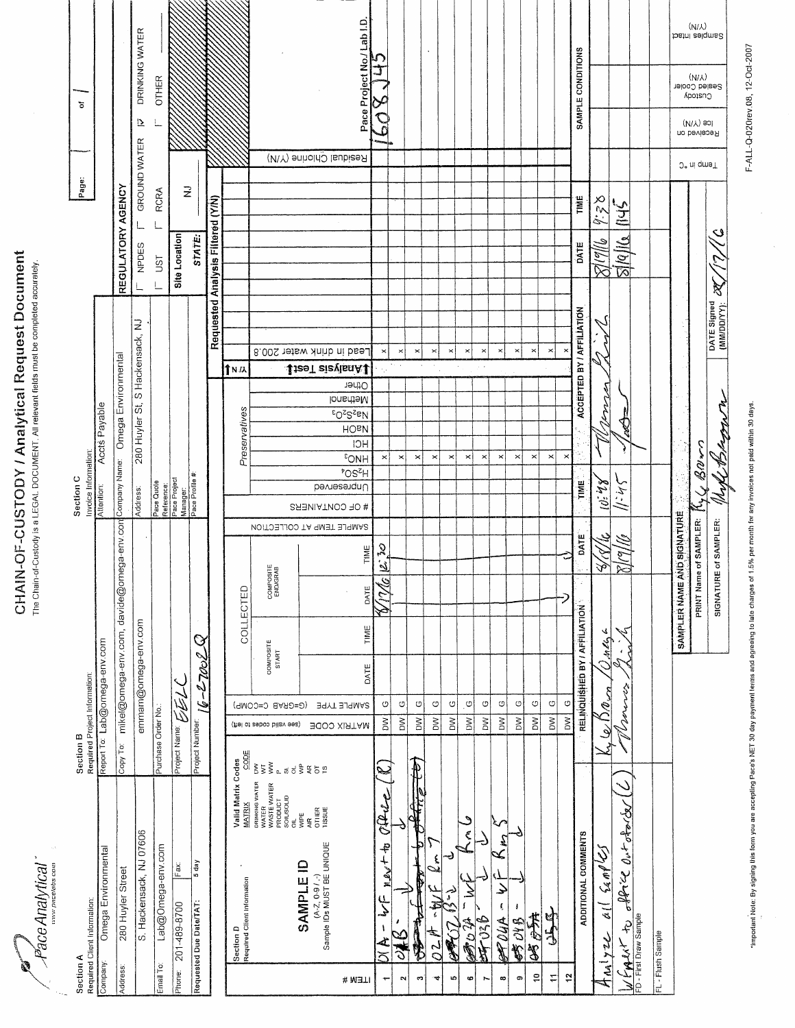# CHAIN-OF-CUSTODY / Analytical Request Document

The Chain-of-Custody is a LEGAL DOCUMENT. All relevant fields must be completed accurately.

Pace Analytical® www.pacelabs.com

Page: 1 of 1

**Section A** — Required Client Information:

| | |
|---|---|
| Company: | Omega Environmental |
| Address: | 280 Huyler Street |
| | S. Hackensack, NJ 07606 |
| Email To: | Lab@Omega-env.com |
| Phone: | 201-489-8700 Fax: |
| Requested Due Date/TAT: | 5 day |

**Section B** — Required Project Information:

| | |
|---|---|
| Report To: | Lab@omega-env.com |
| Copy To: | mikel@omega-env.com, davide@omega-env.com |
| | emmam@omega-env.com |
| Purchase Order No.: | |
| Project Name: | EELC |
| Project Number: | 16-2702Q |

**Section C** — Invoice Information:

| | |
|---|---|
| Attention: | Accts Payable |
| Company Name: | Omega Environmental |
| Address: | 280 Huyler St, S Hackensack, NJ |
| Pace Quote Reference: | |
| Pace Project Manager: | |
| Pace Profile #: | |

**REGULATORY AGENCY**

☐ NPDES ☐ GROUND WATER ☑ DRINKING WATER
☐ UST ☐ RCRA ☐ OTHER

Site Location STATE: NJ

Valid Matrix Codes: DRINKING WATER DW, WATER WT, WASTE WATER WW, PRODUCT P, SOIL/SOLID SL, OIL OL, WIPE WP, AIR AR, OTHER OT, TISSUE TS

**Section D** — Required Client Information — SAMPLE ID (A-Z, 0-9 / ,-) Sample IDs MUST BE UNIQUE

Requested Analysis Filtered (Y/N)

Pace Project No./ Lab I.D.: 1608145

| ITEM # | SAMPLE ID | MATRIX CODE | SAMPLE TYPE (G=GRAB C=COMP) | Composite Start Date | Composite Start Time | Composite End/Grab Date | Composite End/Grab Time | Sample Temp at Collection | # of Containers | Unpreserved | $H_2SO_4$ | $HNO_3$ | HCl | NaOH | $Na_2S_2O_3$ | Methanol | Other | Lead in drink water 200.8 | Residual Chlorine (Y/N) |
|---|---|---|---|---|---|---|---|---|---|---|---|---|---|---|---|---|---|---|---|
| 1 | 01A - WF next to office (R) | DW | G | | | 8/17/16 | 12:30 | | | | | x | | | | | | x | |
| 2 | 01B - ↓ ↓ | DW | G | | | | | | | | | x | | | | | | x | |
| 3 | ~~02A - WF next to office (L)~~ | DW | G | | | | | | | | | x | | | | | | x | |
| 4 | 02A - WF Rm 7 | DW | G | | | | | | | | | x | | | | | | x | |
| 5 | 02B - ↓ | DW | G | | | | | | | | | x | | | | | | x | |
| 6 | 03A - WF Rm 6 | DW | G | | | | | | | | | x | | | | | | x | |
| 7 | 03B - ↓ ↓ | DW | G | | | | | | | | | x | | | | | | x | |
| 8 | 04A - WF Rm 5 | DW | G | | | | | | | | | x | | | | | | x | |
| 9 | 04B - ↓ | DW | G | | | | | | | | | x | | | | | | x | |
| 10 | 05A | DW | G | | | | | | | | | x | | | | | | x | |
| 11 | 05B | DW | G | | | | | | | | | x | | | | | | x | |
| 12 | | DW | G | | | ↓ | | | | | | x | | | | | | x | |

| ADDITIONAL COMMENTS | RELINQUISHED BY / AFFILIATION | DATE | TIME | ACCEPTED BY / AFFILIATION | DATE | TIME | SAMPLE CONDITIONS |
|---|---|---|---|---|---|---|---|
| Analyze all samples | Kyle Brown / Omega | 8/18/16 | 10:48 | [signature] | 8/19/16 | 9:38 | |
| WF next to office outside of office (L) | [signature] | 8/19/16 | 11:45 | [signature] | 8/19/16 | 1145 | |

FD - First Draw Sample

FL - Flush Sample

**SAMPLER NAME AND SIGNATURE**

PRINT Name of SAMPLER: Kyle Brown

SIGNATURE of SAMPLER: [signature] DATE Signed (MM/DD/YY): 08/17/16

Temp in °C | Received on Ice (Y/N) | Custody Sealed Cooler (Y/N) | Samples Intact (Y/N)

*Important Note: By signing this form you are accepting Pace's NET 30 day payment terms and agreeing to late charges of 1.5% per month for any invoices not paid within 30 days.

F-ALL-Q-020rev.08, 12-Oct-2007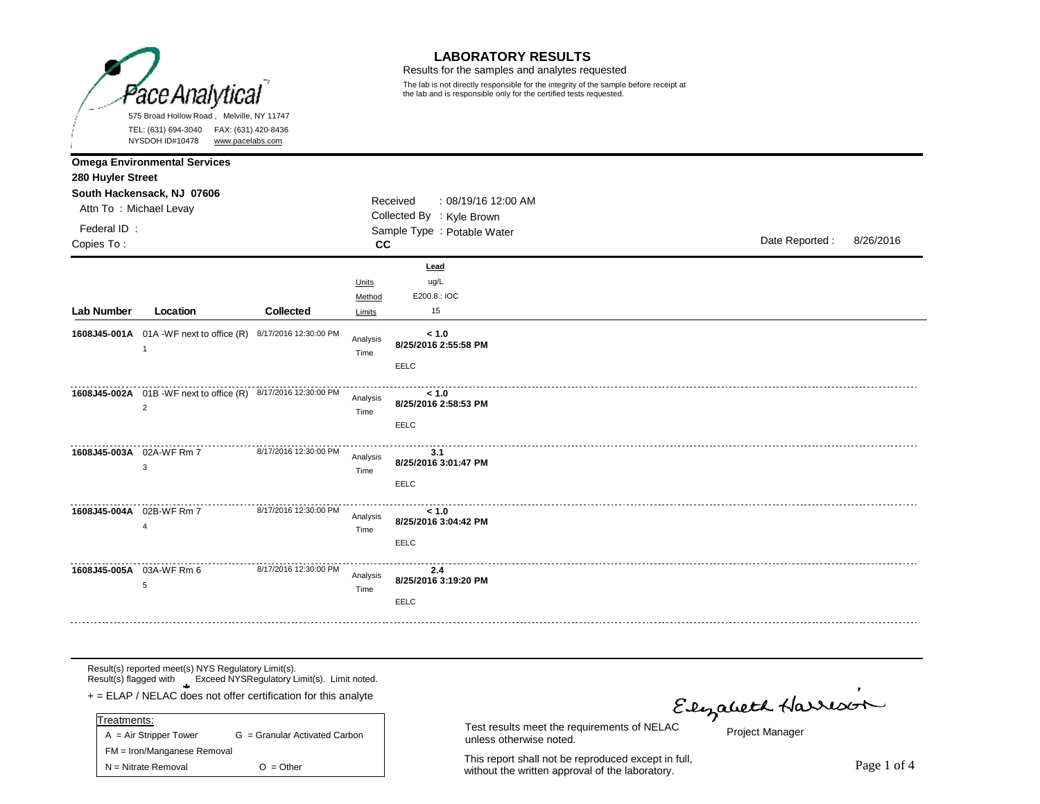Pace Analytical

575 Broad Hollow Road , Melville, NY 11747
TEL: (631) 694-3040 FAX: (631) 420-8436
NYSDOH ID#10478 www.pacelabs.com

# LABORATORY RESULTS

Results for the samples and analytes requested

The lab is not directly responsible for the integrity of the sample before receipt at the lab and is responsible only for the certified tests requested.

**Omega Environmental Services**
**280 Huyler Street**
**South Hackensack, NJ 07606**
Attn To : Michael Levay
Federal ID :
Copies To :

Received : 08/19/16 12:00 AM
Collected By : Kyle Brown
Sample Type : Potable Water
**CC**

Date Reported : 8/26/2016

| Lab Number | Location | Collected | | Lead |
|---|---|---|---|---|
| | | | Units | ug/L |
| | | | Method | E200.8 : IOC |
| | | | Limits | 15 |
| **1608J45-001A** | 01A -WF next to office (R) 1 | 8/17/2016 12:30:00 PM | Analysis Time | **< 1.0** **8/25/2016 2:55:58 PM** EELC |
| **1608J45-002A** | 01B -WF next to office (R) 2 | 8/17/2016 12:30:00 PM | Analysis Time | **< 1.0** **8/25/2016 2:58:53 PM** EELC |
| **1608J45-003A** | 02A-WF Rm 7 3 | 8/17/2016 12:30:00 PM | Analysis Time | **3.1** **8/25/2016 3:01:47 PM** EELC |
| **1608J45-004A** | 02B-WF Rm 7 4 | 8/17/2016 12:30:00 PM | Analysis Time | **< 1.0** **8/25/2016 3:04:42 PM** EELC |
| **1608J45-005A** | 03A-WF Rm 6 5 | 8/17/2016 12:30:00 PM | Analysis Time | **2.4** **8/25/2016 3:19:20 PM** EELC |

Result(s) reported meet(s) NYS Regulatory Limit(s).
Result(s) flagged with Exceed NYSRegulatory Limit(s). Limit noted.
+ = ELAP / NELAC does not offer certification for this analyte

| Treatments: | |
|---|---|
| A = Air Stripper Tower | G = Granular Activated Carbon |
| FM = Iron/Manganese Removal | |
| N = Nitrate Removal | O = Other |

Test results meet the requirements of NELAC unless otherwise noted.

This report shall not be reproduced except in full, without the written approval of the laboratory.

Elizabeth Harrison
Project Manager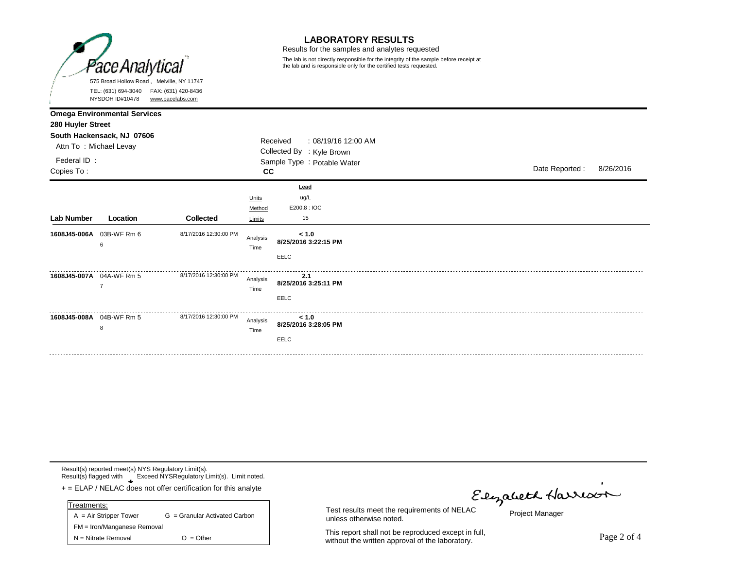Pace Analytical

575 Broad Hollow Road , Melville, NY 11747
TEL: (631) 694-3040 FAX: (631) 420-8436
NYSDOH ID#10478 www.pacelabs.com

# LABORATORY RESULTS

Results for the samples and analytes requested

The lab is not directly responsible for the integrity of the sample before receipt at the lab and is responsible only for the certified tests requested.

**Omega Environmental Services**
**280 Huyler Street**
**South Hackensack, NJ 07606**
Attn To : Michael Levay
Federal ID :
Copies To :

Received : 08/19/16 12:00 AM
Collected By : Kyle Brown
Sample Type : Potable Water
**CC**

Date Reported : 8/26/2016

| Lab Number | Location | Collected | | Lead |
|---|---|---|---|---|
| | | | Units | ug/L |
| | | | Method | E200.8 : IOC |
| | | | Limits | 15 |
| 1608J45-006A | 03B-WF Rm 6 6 | 8/17/2016 12:30:00 PM | Analysis Time | **< 1.0** **8/25/2016 3:22:15 PM** EELC |
| 1608J45-007A | 04A-WF Rm 5 7 | 8/17/2016 12:30:00 PM | Analysis Time | **2.1** **8/25/2016 3:25:11 PM** EELC |
| 1608J45-008A | 04B-WF Rm 5 8 | 8/17/2016 12:30:00 PM | Analysis Time | **< 1.0** **8/25/2016 3:28:05 PM** EELC |

Result(s) reported meet(s) NYS Regulatory Limit(s).
Result(s) flagged with Exceed NYSRegulatory Limit(s). Limit noted.
+ = ELAP / NELAC does not offer certification for this analyte

| Treatments: | |
|---|---|
| A = Air Stripper Tower | G = Granular Activated Carbon |
| FM = Iron/Manganese Removal | |
| N = Nitrate Removal | O = Other |

Test results meet the requirements of NELAC unless otherwise noted.

This report shall not be reproduced except in full, without the written approval of the laboratory.

Elizabeth Harrison
Project Manager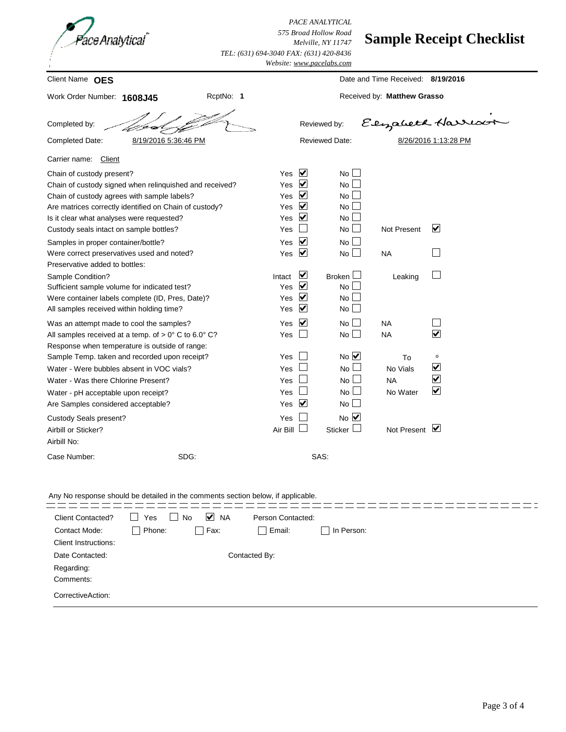PACE ANALYTICAL
575 Broad Hollow Road
Melville, NY 11747
TEL: (631) 694-3040 FAX: (631) 420-8436
Website: www.pacelabs.com

# Sample Receipt Checklist

Client Name **OES**

Date and Time Received: **8/19/2016**

Work Order Number: **1608J45** RcptNo: **1**

Received by: **Matthew Grasso**

Completed by: [signature]

Reviewed by: Elizabeth Harrison

Completed Date: 8/19/2016 5:36:46 PM

Reviewed Date: 8/26/2016 1:13:28 PM

Carrier name: Client

| Question | | | | | | |
|---|---|---|---|---|---|---|
| Chain of custody present? | Yes | ☑ | No | ☐ | | |
| Chain of custody signed when relinquished and received? | Yes | ☑ | No | ☐ | | |
| Chain of custody agrees with sample labels? | Yes | ☑ | No | ☐ | | |
| Are matrices correctly identified on Chain of custody? | Yes | ☑ | No | ☐ | | |
| Is it clear what analyses were requested? | Yes | ☑ | No | ☐ | | |
| Custody seals intact on sample bottles? | Yes | ☐ | No | ☐ | Not Present | ☑ |
| Samples in proper container/bottle? | Yes | ☑ | No | ☐ | | |
| Were correct preservatives used and noted? | Yes | ☑ | No | ☐ | NA | ☐ |
| Preservative added to bottles: | | | | | | |
| Sample Condition? | Intact | ☑ | Broken | ☐ | Leaking | ☐ |
| Sufficient sample volume for indicated test? | Yes | ☑ | No | ☐ | | |
| Were container labels complete (ID, Pres, Date)? | Yes | ☑ | No | ☐ | | |
| All samples received within holding time? | Yes | ☑ | No | ☐ | | |
| Was an attempt made to cool the samples? | Yes | ☑ | No | ☐ | NA | ☐ |
| All samples received at a temp. of > 0° C to 6.0° C? | Yes | ☐ | No | ☐ | NA | ☑ |
| Response when temperature is outside of range: | | | | | | |
| Sample Temp. taken and recorded upon receipt? | Yes | ☐ | No | ☑ | To | ° |
| Water - Were bubbles absent in VOC vials? | Yes | ☐ | No | ☐ | No Vials | ☑ |
| Water - Was there Chlorine Present? | Yes | ☐ | No | ☐ | NA | ☑ |
| Water - pH acceptable upon receipt? | Yes | ☐ | No | ☐ | No Water | ☑ |
| Are Samples considered acceptable? | Yes | ☑ | No | ☐ | | |
| Custody Seals present? | Yes | ☐ | No | ☑ | | |
| Airbill or Sticker? | Air Bill | ☐ | Sticker | ☐ | Not Present | ☑ |
| Airbill No: | | | | | | |

Case Number: SDG: SAS:

Any No response should be detailed in the comments section below, if applicable.

Client Contacted? ☐ Yes ☐ No ☑ NA Person Contacted:

Contact Mode: ☐ Phone: ☐ Fax: ☐ Email: ☐ In Person:

Client Instructions:

Date Contacted: Contacted By:

Regarding:

Comments:

CorrectiveAction: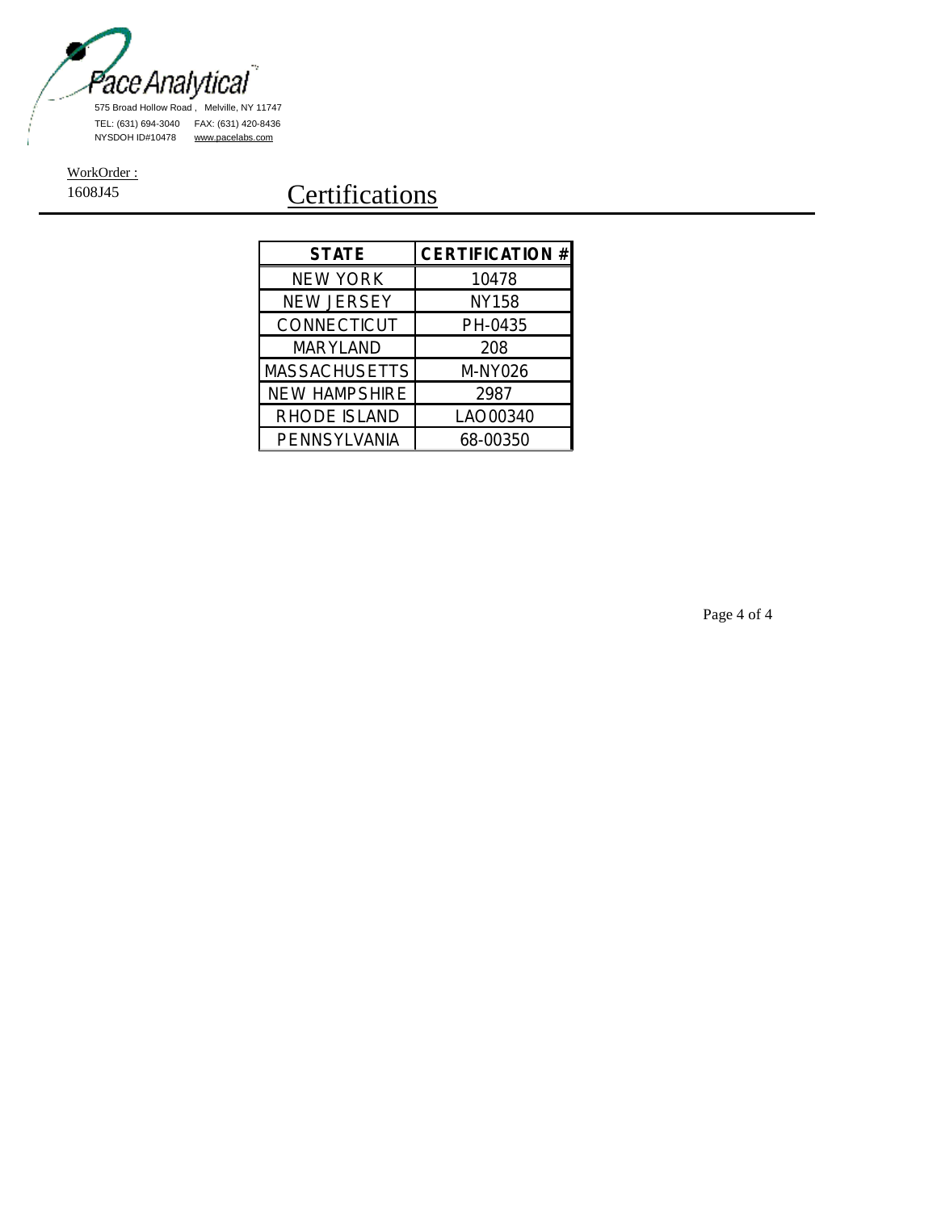Pace Analytical

575 Broad Hollow Road , Melville, NY 11747
TEL: (631) 694-3040 FAX: (631) 420-8436
NYSDOH ID#10478 www.pacelabs.com

WorkOrder :
1608J45

# Certifications

| STATE | CERTIFICATION # |
|---|---|
| NEW YORK | 10478 |
| NEW JERSEY | NY158 |
| CONNECTICUT | PH-0435 |
| MARYLAND | 208 |
| MASSACHUSETTS | M-NY026 |
| NEW HAMPSHIRE | 2987 |
| RHODE ISLAND | LAO00340 |
| PENNSYLVANIA | 68-00350 |